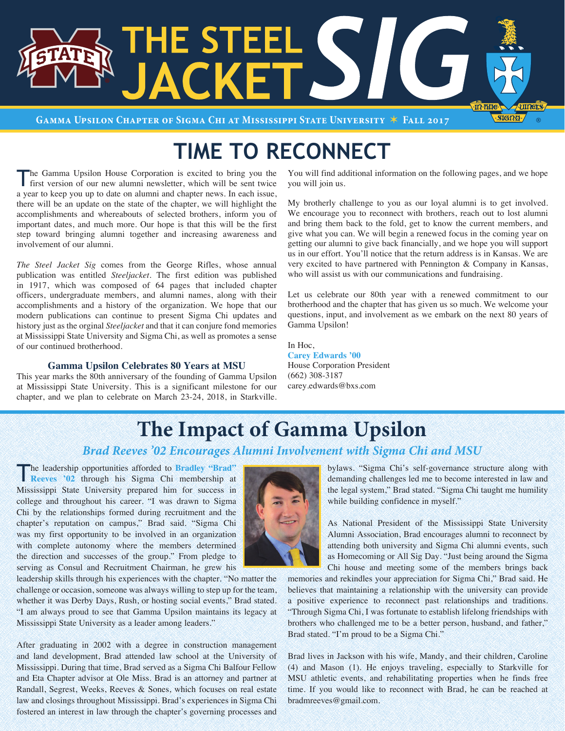# THE STEEL JACKET SIG

**Gamma Upsilon Chapter of Sigma Chi at Mississippi State University ✶ Fall 2017**

## TIME TO RECONNECT

The Gamma Upsilon House Corporation is excited to bring you the first version of our new alumni newsletter, which will be sent twice a year to keep you up to date on alumni and chapter news. In each issue, there will be an update on the state of the chapter, we will highlight the accomplishments and whereabouts of selected brothers, inform you of important dates, and much more. Our hope is that this will be the first step toward bringing alumni together and increasing awareness and involvement of our alumni.

*The Steel Jacket Sig* comes from the George Rifles, whose annual publication was entitled *Steeljacket*. The first edition was published in 1917, which was composed of 64 pages that included chapter officers, undergraduate members, and alumni names, along with their accomplishments and a history of the organization. We hope that our modern publications can continue to present Sigma Chi updates and history just as the orginal *Steeljacket* and that it can conjure fond memories at Mississippi State University and Sigma Chi, as well as promotes a sense of our continued brotherhood.

### Gamma Upsilon Celebrates 80 Years at MSU

This year marks the 80th anniversary of the founding of Gamma Upsilon at Mississippi State University. This is a significant milestone for our chapter, and we plan to celebrate on March 23-24, 2018, in Starkville. You will find additional information on the following pages, and we hope you will join us.

My brotherly challenge to you as our loyal alumni is to get involved. We encourage you to reconnect with brothers, reach out to lost alumni and bring them back to the fold, get to know the current members, and give what you can. We will begin a renewed focus in the coming year on getting our alumni to give back financially, and we hope you will support us in our effort. You'll notice that the return address is in Kansas. We are very excited to have partnered with Pennington & Company in Kansas, who will assist us with our communications and fundraising.

Let us celebrate our 80th year with a renewed commitment to our brotherhood and the chapter that has given us so much. We welcome your questions, input, and involvement as we embark on the next 80 years of Gamma Upsilon!

In Hoc,
**Carey Edwards '00**
House Corporation President
(662) 308-3187
carey.edwards@bxs.com

## The Impact of Gamma Upsilon

### *Brad Reeves '02 Encourages Alumni Involvement with Sigma Chi and MSU*

The leadership opportunities afforded to **Bradley "Brad" Reeves '02** through his Sigma Chi membership at Mississippi State University prepared him for success in college and throughout his career. "I was drawn to Sigma Chi by the relationships formed during recruitment and the chapter's reputation on campus," Brad said. "Sigma Chi was my first opportunity to be involved in an organization with complete autonomy where the members determined the direction and successes of the group." From pledge to serving as Consul and Recruitment Chairman, he grew his leadership skills through his experiences with the chapter. "No matter the challenge or occasion, someone was always willing to step up for the team, whether it was Derby Days, Rush, or hosting social events," Brad stated. "I am always proud to see that Gamma Upsilon maintains its legacy at Mississippi State University as a leader among leaders."

After graduating in 2002 with a degree in construction management and land development, Brad attended law school at the University of Mississippi. During that time, Brad served as a Sigma Chi Balfour Fellow and Eta Chapter advisor at Ole Miss. Brad is an attorney and partner at Randall, Segrest, Weeks, Reeves & Sones, which focuses on real estate law and closings throughout Mississippi. Brad's experiences in Sigma Chi fostered an interest in law through the chapter's governing processes and bylaws. "Sigma Chi's self-governance structure along with demanding challenges led me to become interested in law and the legal system," Brad stated. "Sigma Chi taught me humility while building confidence in myself."

As National President of the Mississippi State University Alumni Association, Brad encourages alumni to reconnect by attending both university and Sigma Chi alumni events, such as Homecoming or All Sig Day. "Just being around the Sigma Chi house and meeting some of the members brings back memories and rekindles your appreciation for Sigma Chi," Brad said. He believes that maintaining a relationship with the university can provide a positive experience to reconnect past relationships and traditions. "Through Sigma Chi, I was fortunate to establish lifelong friendships with brothers who challenged me to be a better person, husband, and father," Brad stated. "I'm proud to be a Sigma Chi."

Brad lives in Jackson with his wife, Mandy, and their children, Caroline (4) and Mason (1). He enjoys traveling, especially to Starkville for MSU athletic events, and rehabilitating properties when he finds free time. If you would like to reconnect with Brad, he can be reached at bradmreeves@gmail.com.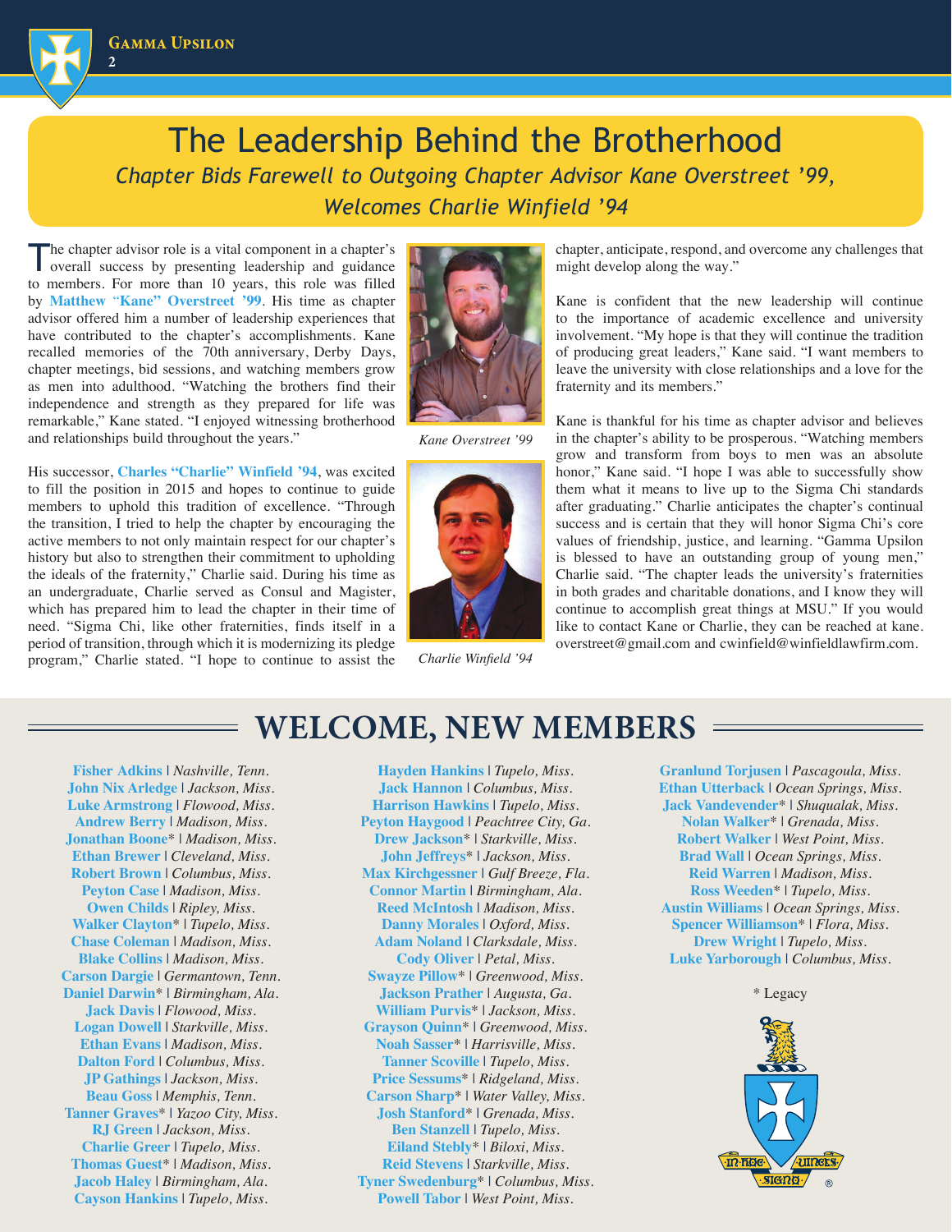# The Leadership Behind the Brotherhood

*Chapter Bids Farewell to Outgoing Chapter Advisor Kane Overstreet '99, Welcomes Charlie Winfield '94*

The chapter advisor role is a vital component in a chapter's overall success by presenting leadership and guidance to members. For more than 10 years, this role was filled by **Matthew "Kane" Overstreet '99**. His time as chapter advisor offered him a number of leadership experiences that have contributed to the chapter's accomplishments. Kane recalled memories of the 70th anniversary, Derby Days, chapter meetings, bid sessions, and watching members grow as men into adulthood. "Watching the brothers find their independence and strength as they prepared for life was remarkable," Kane stated. "I enjoyed witnessing brotherhood and relationships build throughout the years."

His successor, **Charles "Charlie" Winfield '94**, was excited to fill the position in 2015 and hopes to continue to guide members to uphold this tradition of excellence. "Through the transition, I tried to help the chapter by encouraging the active members to not only maintain respect for our chapter's history but also to strengthen their commitment to upholding the ideals of the fraternity," Charlie said. During his time as an undergraduate, Charlie served as Consul and Magister, which has prepared him to lead the chapter in their time of need. "Sigma Chi, like other fraternities, finds itself in a period of transition, through which it is modernizing its pledge program," Charlie stated. "I hope to continue to assist the chapter, anticipate, respond, and overcome any challenges that might develop along the way."

*Kane Overstreet '99*

*Charlie Winfield '94*

Kane is confident that the new leadership will continue to the importance of academic excellence and university involvement. "My hope is that they will continue the tradition of producing great leaders," Kane said. "I want members to leave the university with close relationships and a love for the fraternity and its members."

Kane is thankful for his time as chapter advisor and believes in the chapter's ability to be prosperous. "Watching members grow and transform from boys to men was an absolute honor," Kane said. "I hope I was able to successfully show them what it means to live up to the Sigma Chi standards after graduating." Charlie anticipates the chapter's continual success and is certain that they will honor Sigma Chi's core values of friendship, justice, and learning. "Gamma Upsilon is blessed to have an outstanding group of young men," Charlie said. "The chapter leads the university's fraternities in both grades and charitable donations, and I know they will continue to accomplish great things at MSU." If you would like to contact Kane or Charlie, they can be reached at kane.overstreet@gmail.com and cwinfield@winfieldlawfirm.com.

## WELCOME, NEW MEMBERS

**Fisher Adkins** | *Nashville, Tenn.*
**John Nix Arledge** | *Jackson, Miss.*
**Luke Armstrong** | *Flowood, Miss.*
**Andrew Berry** | *Madison, Miss.*
**Jonathan Boone*** | *Madison, Miss.*
**Ethan Brewer** | *Cleveland, Miss.*
**Robert Brown** | *Columbus, Miss.*
**Peyton Case** | *Madison, Miss.*
**Owen Childs** | *Ripley, Miss.*
**Walker Clayton*** | *Tupelo, Miss.*
**Chase Coleman** | *Madison, Miss.*
**Blake Collins** | *Madison, Miss.*
**Carson Dargie** | *Germantown, Tenn.*
**Daniel Darwin*** | *Birmingham, Ala.*
**Jack Davis** | *Flowood, Miss.*
**Logan Dowell** | *Starkville, Miss.*
**Ethan Evans** | *Madison, Miss.*
**Dalton Ford** | *Columbus, Miss.*
**JP Gathings** | *Jackson, Miss.*
**Beau Goss** | *Memphis, Tenn.*
**Tanner Graves*** | *Yazoo City, Miss.*
**RJ Green** | *Jackson, Miss.*
**Charlie Greer** | *Tupelo, Miss.*
**Thomas Guest*** | *Madison, Miss.*
**Jacob Haley** | *Birmingham, Ala.*
**Cayson Hankins** | *Tupelo, Miss.*
**Hayden Hankins** | *Tupelo, Miss.*
**Jack Hannon** | *Columbus, Miss.*
**Harrison Hawkins** | *Tupelo, Miss.*
**Peyton Haygood** | *Peachtree City, Ga.*
**Drew Jackson*** | *Starkville, Miss.*
**John Jeffreys*** | *Jackson, Miss.*
**Max Kirchgessner** | *Gulf Breeze, Fla.*
**Connor Martin** | *Birmingham, Ala.*
**Reed McIntosh** | *Madison, Miss.*
**Danny Morales** | *Oxford, Miss.*
**Adam Noland** | *Clarksdale, Miss.*
**Cody Oliver** | *Petal, Miss.*
**Swayze Pillow*** | *Greenwood, Miss.*
**Jackson Prather** | *Augusta, Ga.*
**William Purvis*** | *Jackson, Miss.*
**Grayson Quinn*** | *Greenwood, Miss.*
**Noah Sasser*** | *Harrisville, Miss.*
**Tanner Scoville** | *Tupelo, Miss.*
**Price Sessums*** | *Ridgeland, Miss.*
**Carson Sharp*** | *Water Valley, Miss.*
**Josh Stanford*** | *Grenada, Miss.*
**Ben Stanzell** | *Tupelo, Miss.*
**Eiland Stebly*** | *Biloxi, Miss.*
**Reid Stevens** | *Starkville, Miss.*
**Tyner Swedenburg*** | *Columbus, Miss.*
**Powell Tabor** | *West Point, Miss.*
**Granlund Torjusen** | *Pascagoula, Miss.*
**Ethan Utterback** | *Ocean Springs, Miss.*
**Jack Vandevender*** | *Shuqualak, Miss.*
**Nolan Walker*** | *Grenada, Miss.*
**Robert Walker** | *West Point, Miss.*
**Brad Wall** | *Ocean Springs, Miss.*
**Reid Warren** | *Madison, Miss.*
**Ross Weeden*** | *Tupelo, Miss.*
**Austin Williams** | *Ocean Springs, Miss.*
**Spencer Williamson*** | *Flora, Miss.*
**Drew Wright** | *Tupelo, Miss.*
**Luke Yarborough** | *Columbus, Miss.*

\* Legacy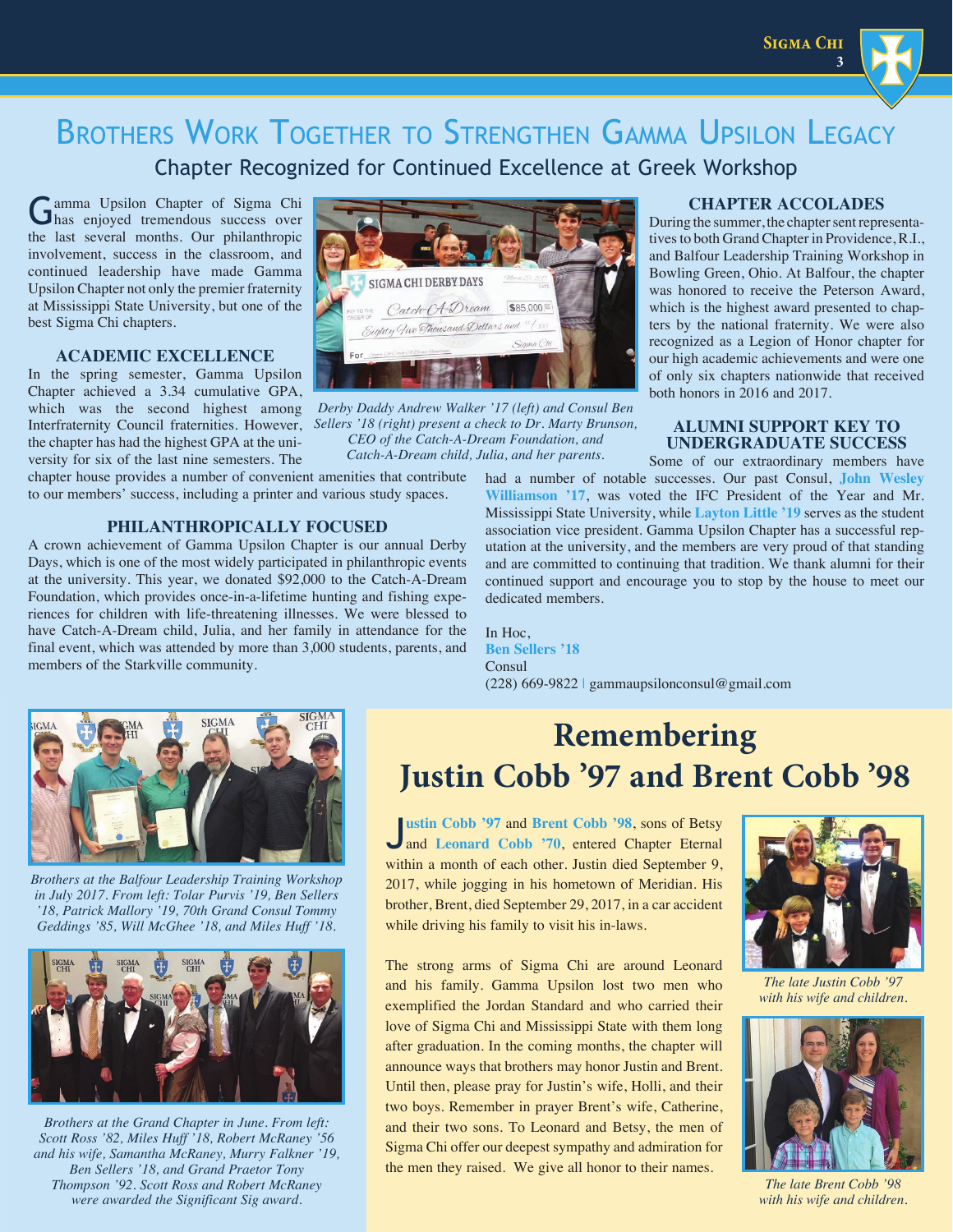# Brothers Work Together to Strengthen Gamma Upsilon Legacy

## Chapter Recognized for Continued Excellence at Greek Workshop

Gamma Upsilon Chapter of Sigma Chi has enjoyed tremendous success over the last several months. Our philanthropic involvement, success in the classroom, and continued leadership have made Gamma Upsilon Chapter not only the premier fraternity at Mississippi State University, but one of the best Sigma Chi chapters.

### ACADEMIC EXCELLENCE

In the spring semester, Gamma Upsilon Chapter achieved a 3.34 cumulative GPA, which was the second highest among Interfraternity Council fraternities. However, the chapter has had the highest GPA at the university for six of the last nine semesters. The chapter house provides a number of convenient amenities that contribute to our members' success, including a printer and various study spaces.

*Derby Daddy Andrew Walker '17 (left) and Consul Ben Sellers '18 (right) present a check to Dr. Marty Brunson, CEO of the Catch-A-Dream Foundation, and Catch-A-Dream child, Julia, and her parents.*

### PHILANTHROPICALLY FOCUSED

A crown achievement of Gamma Upsilon Chapter is our annual Derby Days, which is one of the most widely participated in philanthropic events at the university. This year, we donated $92,000 to the Catch-A-Dream Foundation, which provides once-in-a-lifetime hunting and fishing experiences for children with life-threatening illnesses. We were blessed to have Catch-A-Dream child, Julia, and her family in attendance for the final event, which was attended by more than 3,000 students, parents, and members of the Starkville community.

### CHAPTER ACCOLADES

During the summer, the chapter sent representatives to both Grand Chapter in Providence, R.I., and Balfour Leadership Training Workshop in Bowling Green, Ohio. At Balfour, the chapter was honored to receive the Peterson Award, which is the highest award presented to chapters by the national fraternity. We were also recognized as a Legion of Honor chapter for our high academic achievements and were one of only six chapters nationwide that received both honors in 2016 and 2017.

### ALUMNI SUPPORT KEY TO UNDERGRADUATE SUCCESS

Some of our extraordinary members have had a number of notable successes. Our past Consul, **John Wesley Williamson '17**, was voted the IFC President of the Year and Mr. Mississippi State University, while **Layton Little '19** serves as the student association vice president. Gamma Upsilon Chapter has a successful reputation at the university, and the members are very proud of that standing and are committed to continuing that tradition. We thank alumni for their continued support and encourage you to stop by the house to meet our dedicated members.

In Hoc,
**Ben Sellers '18**
Consul
(228) 669-9822 | gammaupsilonconsul@gmail.com

*Brothers at the Balfour Leadership Training Workshop in July 2017. From left: Tolar Purvis '19, Ben Sellers '18, Patrick Mallory '19, 70th Grand Consul Tommy Geddings '85, Will McGhee '18, and Miles Huff '18.*

*Brothers at the Grand Chapter in June. From left: Scott Ross '82, Miles Huff '18, Robert McRaney '56 and his wife, Samantha McRaney, Murry Falkner '19, Ben Sellers '18, and Grand Praetor Tony Thompson '92. Scott Ross and Robert McRaney were awarded the Significant Sig award.*

# Remembering Justin Cobb '97 and Brent Cobb '98

**Justin Cobb '97** and **Brent Cobb '98**, sons of Betsy and **Leonard Cobb '70**, entered Chapter Eternal within a month of each other. Justin died September 9, 2017, while jogging in his hometown of Meridian. His brother, Brent, died September 29, 2017, in a car accident while driving his family to visit his in-laws.

The strong arms of Sigma Chi are around Leonard and his family. Gamma Upsilon lost two men who exemplified the Jordan Standard and who carried their love of Sigma Chi and Mississippi State with them long after graduation. In the coming months, the chapter will announce ways that brothers may honor Justin and Brent. Until then, please pray for Justin's wife, Holli, and their two boys. Remember in prayer Brent's wife, Catherine, and their two sons. To Leonard and Betsy, the men of Sigma Chi offer our deepest sympathy and admiration for the men they raised. We give all honor to their names.

*The late Justin Cobb '97 with his wife and children.*

*The late Brent Cobb '98 with his wife and children.*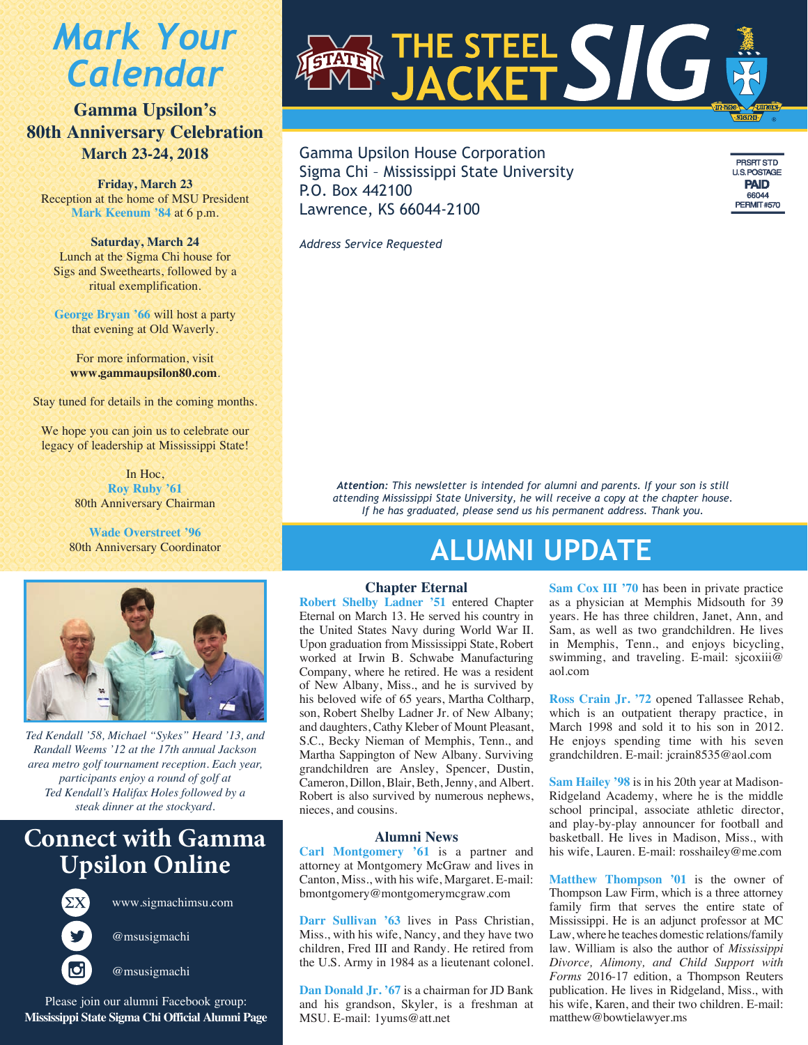# Mark Your Calendar

**Gamma Upsilon's 80th Anniversary Celebration**
**March 23-24, 2018**

**Friday, March 23**
Reception at the home of MSU President **Mark Keenum '84** at 6 p.m.

**Saturday, March 24**
Lunch at the Sigma Chi house for Sigs and Sweethearts, followed by a ritual exemplification.

**George Bryan '66** will host a party that evening at Old Waverly.

For more information, visit **www.gammaupsilon80.com**.

Stay tuned for details in the coming months.

We hope you can join us to celebrate our legacy of leadership at Mississippi State!

In Hoc,
**Roy Ruby '61**
80th Anniversary Chairman

**Wade Overstreet '96**
80th Anniversary Coordinator

*Ted Kendall '58, Michael "Sykes" Heard '13, and Randall Weems '12 at the 17th annual Jackson area metro golf tournament reception. Each year, participants enjoy a round of golf at Ted Kendall's Halifax Holes followed by a steak dinner at the stockyard.*

## Connect with Gamma Upsilon Online

www.sigmachimsu.com

@msusigmachi

@msusigmachi

Please join our alumni Facebook group:
**Mississippi State Sigma Chi Official Alumni Page**

# THE STEEL JACKET SIG

Gamma Upsilon House Corporation
Sigma Chi – Mississippi State University
P.O. Box 442100
Lawrence, KS 66044-2100

PRSRT STD
U.S. POSTAGE
PAID
66044
PERMIT #570

*Address Service Requested*

***Attention:** This newsletter is intended for alumni and parents. If your son is still attending Mississippi State University, he will receive a copy at the chapter house. If he has graduated, please send us his permanent address. Thank you.*

# ALUMNI UPDATE

### Chapter Eternal

**Robert Shelby Ladner '51** entered Chapter Eternal on March 13. He served his country in the United States Navy during World War II. Upon graduation from Mississippi State, Robert worked at Irwin B. Schwabe Manufacturing Company, where he retired. He was a resident of New Albany, Miss., and he is survived by his beloved wife of 65 years, Martha Coltharp, son, Robert Shelby Ladner Jr. of New Albany; and daughters, Cathy Kleber of Mount Pleasant, S.C., Becky Nieman of Memphis, Tenn., and Martha Sappington of New Albany. Surviving grandchildren are Ansley, Spencer, Dustin, Cameron, Dillon, Blair, Beth, Jenny, and Albert. Robert is also survived by numerous nephews, nieces, and cousins.

### Alumni News

**Carl Montgomery '61** is a partner and attorney at Montgomery McGraw and lives in Canton, Miss., with his wife, Margaret. E-mail: bmontgomery@montgomerymcgraw.com

**Darr Sullivan '63** lives in Pass Christian, Miss., with his wife, Nancy, and they have two children, Fred III and Randy. He retired from the U.S. Army in 1984 as a lieutenant colonel.

**Dan Donald Jr. '67** is a chairman for JD Bank and his grandson, Skyler, is a freshman at MSU. E-mail: 1yums@att.net

**Sam Cox III '70** has been in private practice as a physician at Memphis Midsouth for 39 years. He has three children, Janet, Ann, and Sam, as well as two grandchildren. He lives in Memphis, Tenn., and enjoys bicycling, swimming, and traveling. E-mail: sjcoxiii@aol.com

**Ross Crain Jr. '72** opened Tallassee Rehab, which is an outpatient therapy practice, in March 1998 and sold it to his son in 2012. He enjoys spending time with his seven grandchildren. E-mail: jcrain8535@aol.com

**Sam Hailey '98** is in his 20th year at Madison-Ridgeland Academy, where he is the middle school principal, associate athletic director, and play-by-play announcer for football and basketball. He lives in Madison, Miss., with his wife, Lauren. E-mail: rosshailey@me.com

**Matthew Thompson '01** is the owner of Thompson Law Firm, which is a three attorney family firm that serves the entire state of Mississippi. He is an adjunct professor at MC Law, where he teaches domestic relations/family law. William is also the author of *Mississippi Divorce, Alimony, and Child Support with Forms* 2016-17 edition, a Thompson Reuters publication. He lives in Ridgeland, Miss., with his wife, Karen, and their two children. E-mail: matthew@bowtielawyer.ms